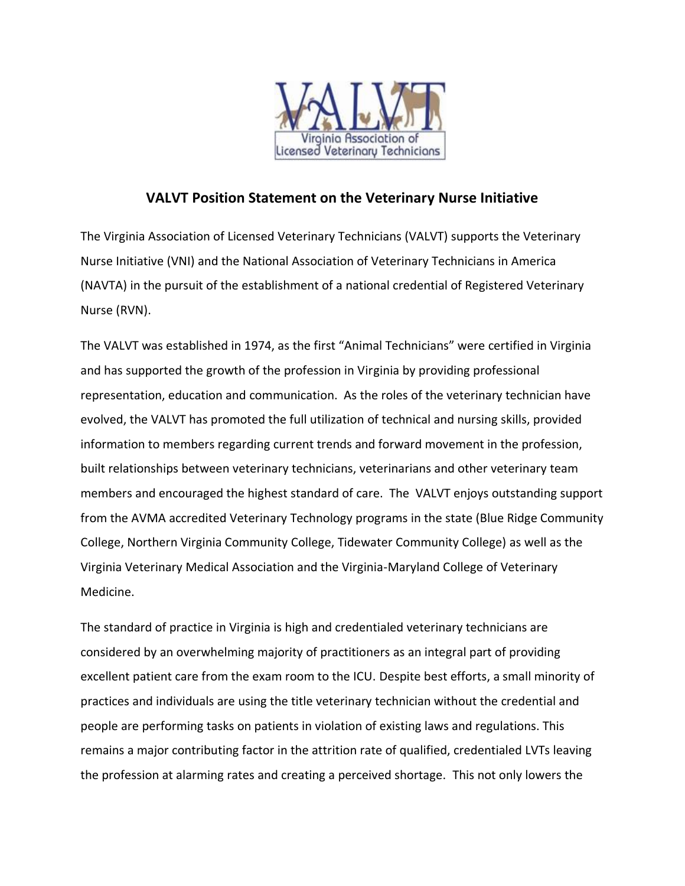# VALVT Position Statement on the Veterinary Nurse Initiative

The Virginia Association of Licensed Veterinary Technicians (VALVT) supports the Veterinary Nurse Initiative (VNI) and the National Association of Veterinary Technicians in America (NAVTA) in the pursuit of the establishment of a national credential of Registered Veterinary Nurse (RVN).

The VALVT was established in 1974, as the first "Animal Technicians" were certified in Virginia and has supported the growth of the profession in Virginia by providing professional representation, education and communication. As the roles of the veterinary technician have evolved, the VALVT has promoted the full utilization of technical and nursing skills, provided information to members regarding current trends and forward movement in the profession, built relationships between veterinary technicians, veterinarians and other veterinary team members and encouraged the highest standard of care. The VALVT enjoys outstanding support from the AVMA accredited Veterinary Technology programs in the state (Blue Ridge Community College, Northern Virginia Community College, Tidewater Community College) as well as the Virginia Veterinary Medical Association and the Virginia-Maryland College of Veterinary Medicine.

The standard of practice in Virginia is high and credentialed veterinary technicians are considered by an overwhelming majority of practitioners as an integral part of providing excellent patient care from the exam room to the ICU. Despite best efforts, a small minority of practices and individuals are using the title veterinary technician without the credential and people are performing tasks on patients in violation of existing laws and regulations. This remains a major contributing factor in the attrition rate of qualified, credentialed LVTs leaving the profession at alarming rates and creating a perceived shortage. This not only lowers the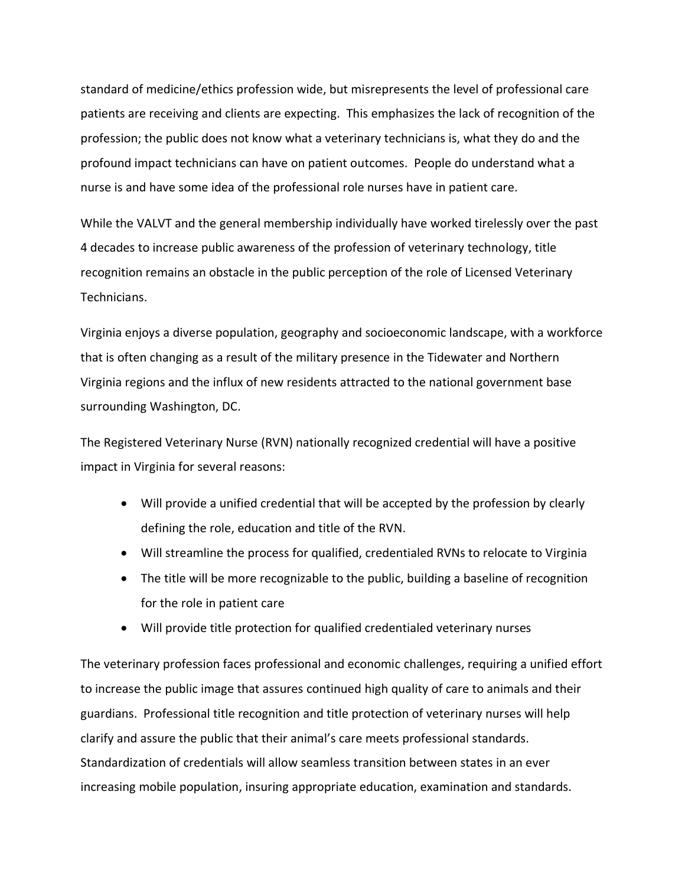standard of medicine/ethics profession wide, but misrepresents the level of professional care patients are receiving and clients are expecting. This emphasizes the lack of recognition of the profession; the public does not know what a veterinary technicians is, what they do and the profound impact technicians can have on patient outcomes. People do understand what a nurse is and have some idea of the professional role nurses have in patient care.

While the VALVT and the general membership individually have worked tirelessly over the past 4 decades to increase public awareness of the profession of veterinary technology, title recognition remains an obstacle in the public perception of the role of Licensed Veterinary Technicians.

Virginia enjoys a diverse population, geography and socioeconomic landscape, with a workforce that is often changing as a result of the military presence in the Tidewater and Northern Virginia regions and the influx of new residents attracted to the national government base surrounding Washington, DC.

The Registered Veterinary Nurse (RVN) nationally recognized credential will have a positive impact in Virginia for several reasons:

- Will provide a unified credential that will be accepted by the profession by clearly defining the role, education and title of the RVN.
- Will streamline the process for qualified, credentialed RVNs to relocate to Virginia
- The title will be more recognizable to the public, building a baseline of recognition for the role in patient care
- Will provide title protection for qualified credentialed veterinary nurses

The veterinary profession faces professional and economic challenges, requiring a unified effort to increase the public image that assures continued high quality of care to animals and their guardians. Professional title recognition and title protection of veterinary nurses will help clarify and assure the public that their animal's care meets professional standards. Standardization of credentials will allow seamless transition between states in an ever increasing mobile population, insuring appropriate education, examination and standards.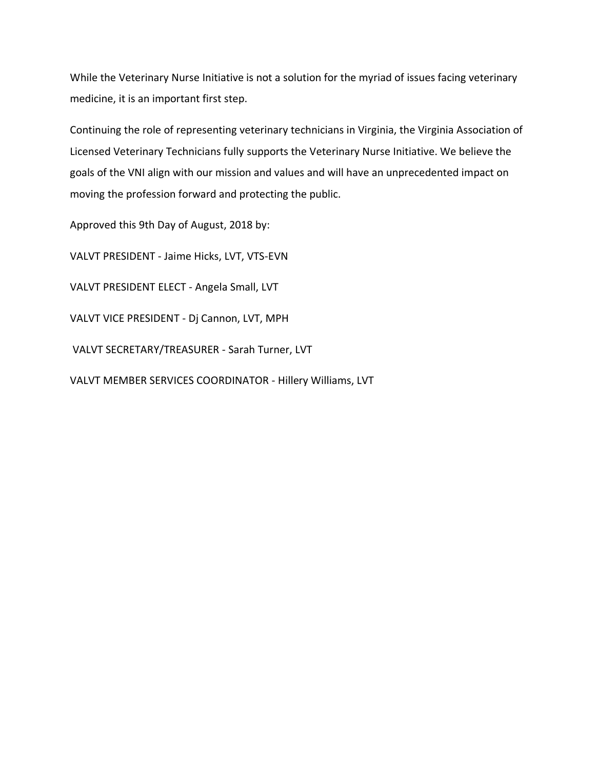While the Veterinary Nurse Initiative is not a solution for the myriad of issues facing veterinary medicine, it is an important first step.

Continuing the role of representing veterinary technicians in Virginia, the Virginia Association of Licensed Veterinary Technicians fully supports the Veterinary Nurse Initiative. We believe the goals of the VNI align with our mission and values and will have an unprecedented impact on moving the profession forward and protecting the public.

Approved this 9th Day of August, 2018 by:

VALVT PRESIDENT - Jaime Hicks, LVT, VTS-EVN

VALVT PRESIDENT ELECT - Angela Small, LVT

VALVT VICE PRESIDENT - Dj Cannon, LVT, MPH

VALVT SECRETARY/TREASURER - Sarah Turner, LVT

VALVT MEMBER SERVICES COORDINATOR - Hillery Williams, LVT